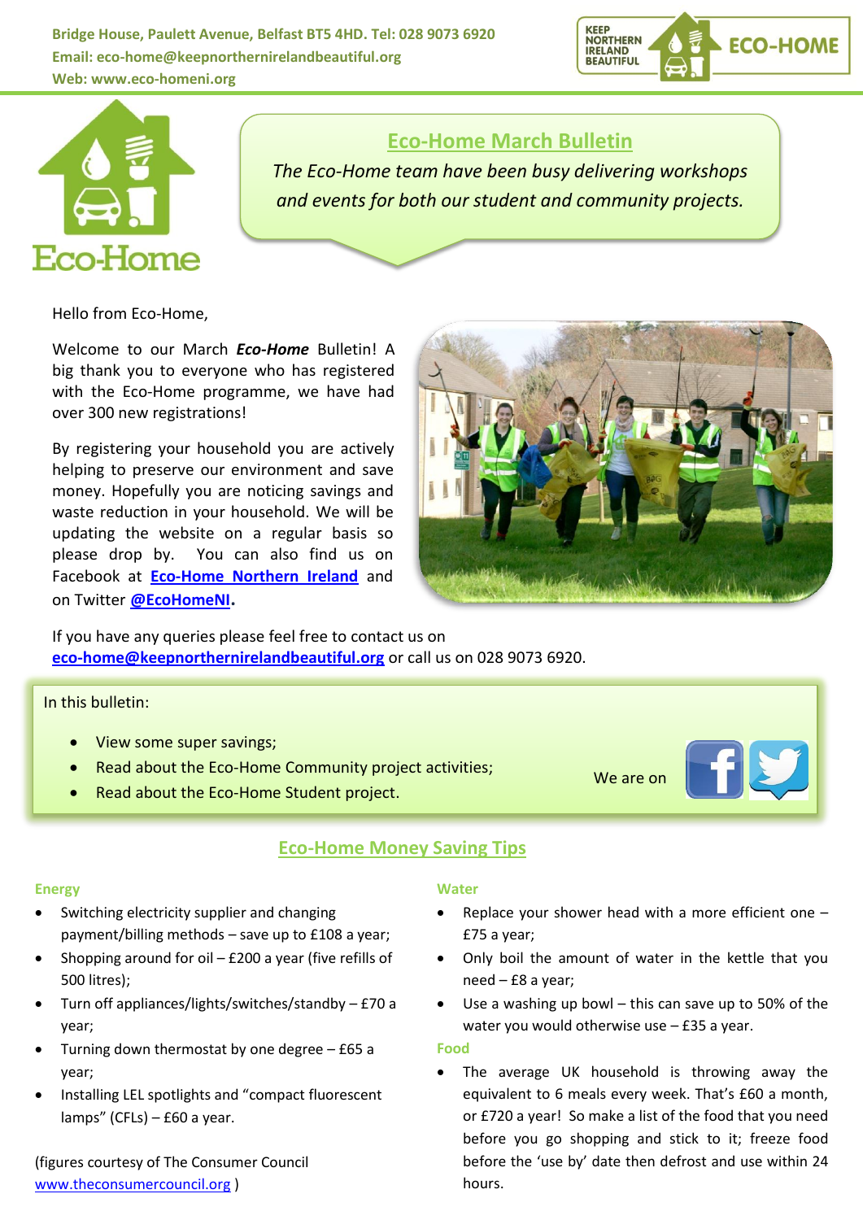Bridge House, Paulett Avenue, Belfast BT5 4HD. Tel: 028 9073 6920
Email: eco-home@keepnorthernirelandbeautiful.org
Web: www.eco-homeni.org

# Eco-Home March Bulletin

*The Eco-Home team have been busy delivering workshops and events for both our student and community projects.*

Hello from Eco-Home,

Welcome to our March ***Eco-Home*** Bulletin! A big thank you to everyone who has registered with the Eco-Home programme, we have had over 300 new registrations!

By registering your household you are actively helping to preserve our environment and save money. Hopefully you are noticing savings and waste reduction in your household. We will be updating the website on a regular basis so please drop by. You can also find us on Facebook at **Eco-Home Northern Ireland** and on Twitter **@EcoHomeNI.**

If you have any queries please feel free to contact us on **eco-home@keepnorthernirelandbeautiful.org** or call us on 028 9073 6920.

In this bulletin:

- View some super savings;
- Read about the Eco-Home Community project activities;
- Read about the Eco-Home Student project.

We are on

## Eco-Home Money Saving Tips

### Energy

- Switching electricity supplier and changing payment/billing methods – save up to £108 a year;
- Shopping around for oil – £200 a year (five refills of 500 litres);
- Turn off appliances/lights/switches/standby – £70 a year;
- Turning down thermostat by one degree – £65 a year;
- Installing LEL spotlights and "compact fluorescent lamps" (CFLs) – £60 a year.

(figures courtesy of The Consumer Council www.theconsumercouncil.org )

### Water

- Replace your shower head with a more efficient one – £75 a year;
- Only boil the amount of water in the kettle that you need – £8 a year;
- Use a washing up bowl – this can save up to 50% of the water you would otherwise use – £35 a year.

### Food

- The average UK household is throwing away the equivalent to 6 meals every week. That's £60 a month, or £720 a year! So make a list of the food that you need before you go shopping and stick to it; freeze food before the 'use by' date then defrost and use within 24 hours.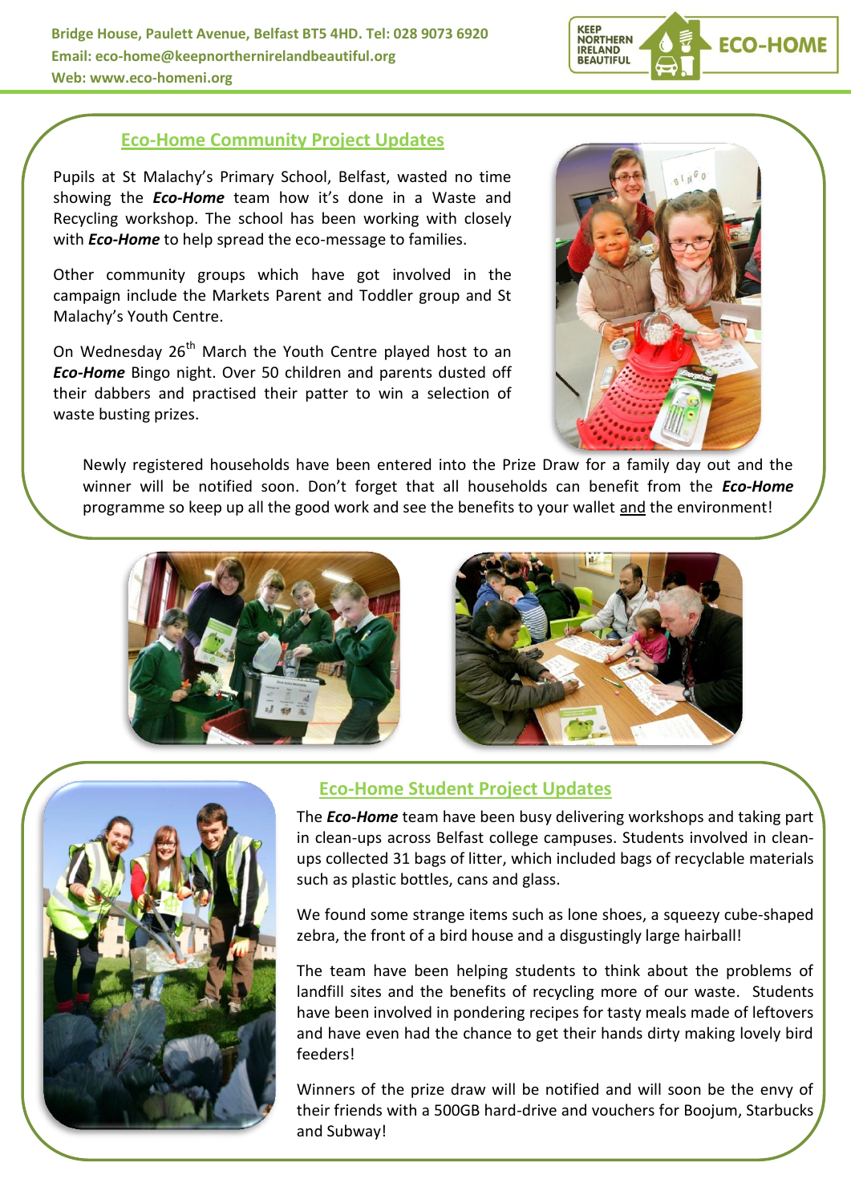Bridge House, Paulett Avenue, Belfast BT5 4HD. Tel: 028 9073 6920
Email: eco-home@keepnorthernirelandbeautiful.org
Web: www.eco-homeni.org

KEEP NORTHERN IRELAND BEAUTIFUL ECO-HOME

## Eco-Home Community Project Updates

Pupils at St Malachy's Primary School, Belfast, wasted no time showing the ***Eco-Home*** team how it's done in a Waste and Recycling workshop. The school has been working with closely with ***Eco-Home*** to help spread the eco-message to families.

Other community groups which have got involved in the campaign include the Markets Parent and Toddler group and St Malachy's Youth Centre.

On Wednesday 26th March the Youth Centre played host to an ***Eco-Home*** Bingo night. Over 50 children and parents dusted off their dabbers and practised their patter to win a selection of waste busting prizes.

Newly registered households have been entered into the Prize Draw for a family day out and the winner will be notified soon. Don't forget that all households can benefit from the ***Eco-Home*** programme so keep up all the good work and see the benefits to your wallet and the environment!

## Eco-Home Student Project Updates

The ***Eco-Home*** team have been busy delivering workshops and taking part in clean-ups across Belfast college campuses. Students involved in clean-ups collected 31 bags of litter, which included bags of recyclable materials such as plastic bottles, cans and glass.

We found some strange items such as lone shoes, a squeezy cube-shaped zebra, the front of a bird house and a disgustingly large hairball!

The team have been helping students to think about the problems of landfill sites and the benefits of recycling more of our waste. Students have been involved in pondering recipes for tasty meals made of leftovers and have even had the chance to get their hands dirty making lovely bird feeders!

Winners of the prize draw will be notified and will soon be the envy of their friends with a 500GB hard-drive and vouchers for Boojum, Starbucks and Subway!